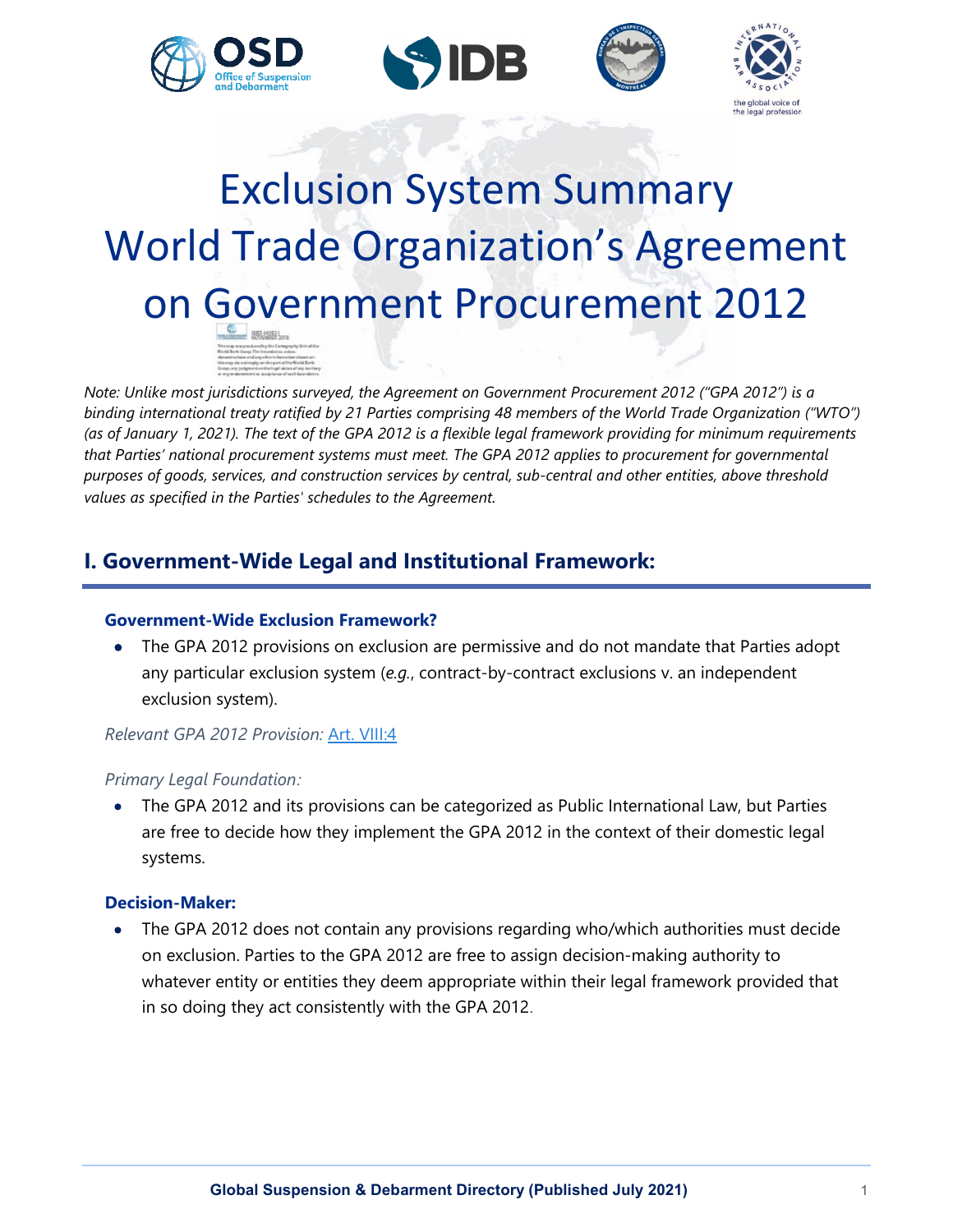# Exclusion System Summary World Trade Organization's Agreement on Government Procurement 2012

*Note: Unlike most jurisdictions surveyed, the Agreement on Government Procurement 2012 ("GPA 2012") is a binding international treaty ratified by 21 Parties comprising 48 members of the World Trade Organization ("WTO") (as of January 1, 2021). The text of the GPA 2012 is a flexible legal framework providing for minimum requirements that Parties' national procurement systems must meet. The GPA 2012 applies to procurement for governmental purposes of goods, services, and construction services by central, sub-central and other entities, above threshold values as specified in the Parties' schedules to the Agreement.*

## I. Government-Wide Legal and Institutional Framework:

### Government-Wide Exclusion Framework?

- The GPA 2012 provisions on exclusion are permissive and do not mandate that Parties adopt any particular exclusion system (*e.g.*, contract-by-contract exclusions v. an independent exclusion system).

*Relevant GPA 2012 Provision:* Art. VIII:4

*Primary Legal Foundation:*

- The GPA 2012 and its provisions can be categorized as Public International Law, but Parties are free to decide how they implement the GPA 2012 in the context of their domestic legal systems.

### Decision-Maker:

- The GPA 2012 does not contain any provisions regarding who/which authorities must decide on exclusion. Parties to the GPA 2012 are free to assign decision-making authority to whatever entity or entities they deem appropriate within their legal framework provided that in so doing they act consistently with the GPA 2012.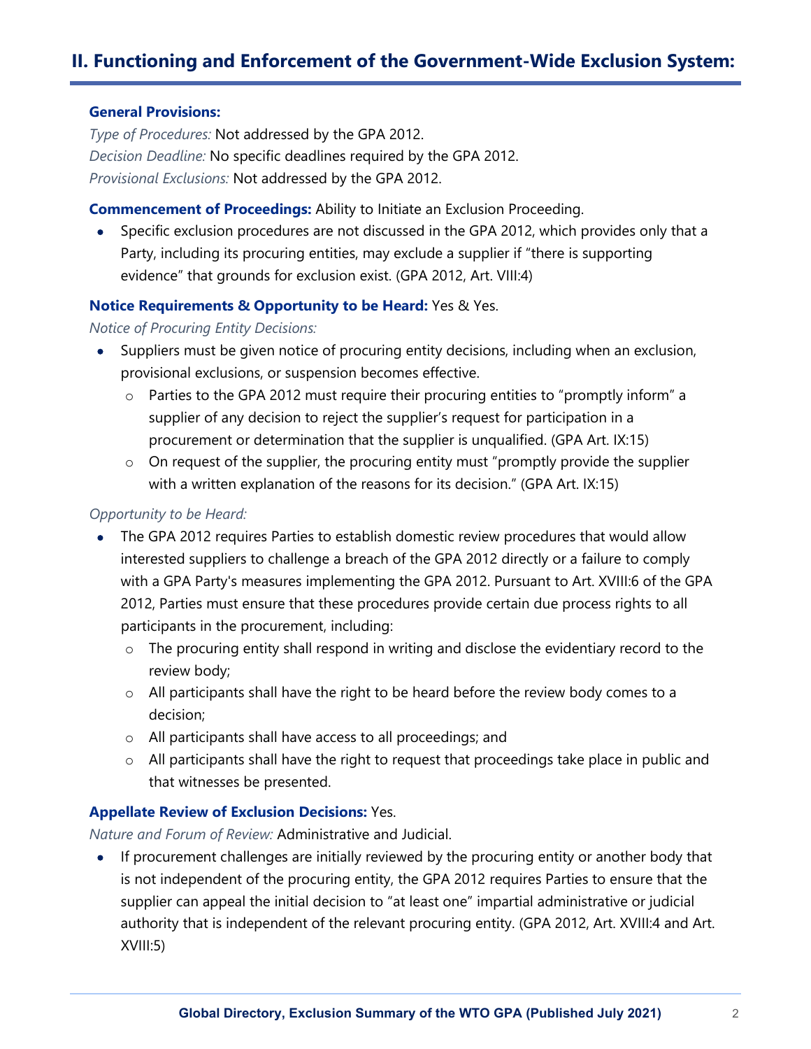## II. Functioning and Enforcement of the Government-Wide Exclusion System:

**General Provisions:**

*Type of Procedures:* Not addressed by the GPA 2012.
*Decision Deadline:* No specific deadlines required by the GPA 2012.
*Provisional Exclusions:* Not addressed by the GPA 2012.

**Commencement of Proceedings:** Ability to Initiate an Exclusion Proceeding.

- Specific exclusion procedures are not discussed in the GPA 2012, which provides only that a Party, including its procuring entities, may exclude a supplier if "there is supporting evidence" that grounds for exclusion exist. (GPA 2012, Art. VIII:4)

**Notice Requirements & Opportunity to be Heard:** Yes & Yes.

*Notice of Procuring Entity Decisions:*

- Suppliers must be given notice of procuring entity decisions, including when an exclusion, provisional exclusions, or suspension becomes effective.
  - Parties to the GPA 2012 must require their procuring entities to "promptly inform" a supplier of any decision to reject the supplier's request for participation in a procurement or determination that the supplier is unqualified. (GPA Art. IX:15)
  - On request of the supplier, the procuring entity must "promptly provide the supplier with a written explanation of the reasons for its decision." (GPA Art. IX:15)

*Opportunity to be Heard:*

- The GPA 2012 requires Parties to establish domestic review procedures that would allow interested suppliers to challenge a breach of the GPA 2012 directly or a failure to comply with a GPA Party's measures implementing the GPA 2012. Pursuant to Art. XVIII:6 of the GPA 2012, Parties must ensure that these procedures provide certain due process rights to all participants in the procurement, including:
  - The procuring entity shall respond in writing and disclose the evidentiary record to the review body;
  - All participants shall have the right to be heard before the review body comes to a decision;
  - All participants shall have access to all proceedings; and
  - All participants shall have the right to request that proceedings take place in public and that witnesses be presented.

**Appellate Review of Exclusion Decisions:** Yes.

*Nature and Forum of Review:* Administrative and Judicial.

- If procurement challenges are initially reviewed by the procuring entity or another body that is not independent of the procuring entity, the GPA 2012 requires Parties to ensure that the supplier can appeal the initial decision to "at least one" impartial administrative or judicial authority that is independent of the relevant procuring entity. (GPA 2012, Art. XVIII:4 and Art. XVIII:5)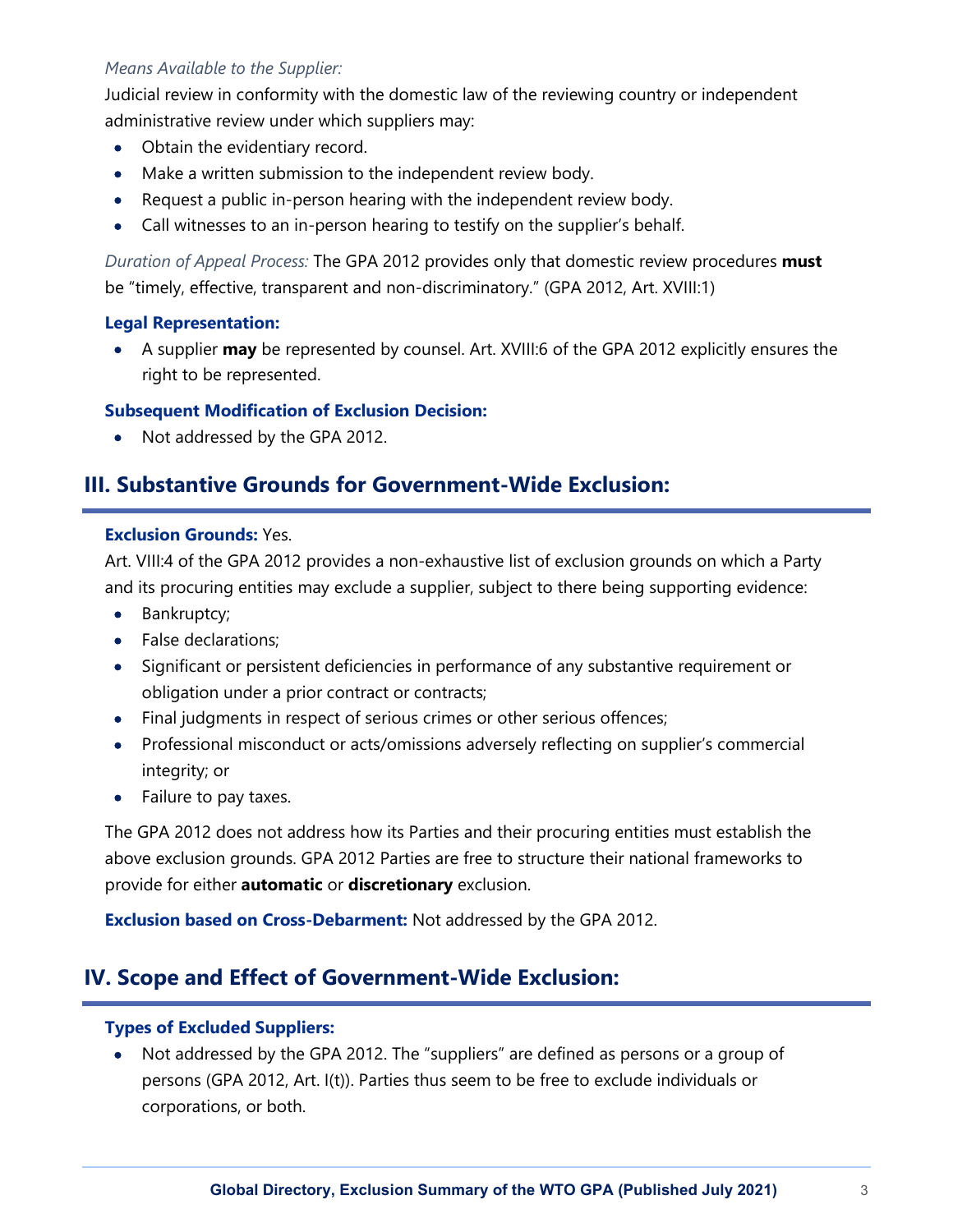*Means Available to the Supplier:*

Judicial review in conformity with the domestic law of the reviewing country or independent administrative review under which suppliers may:

- Obtain the evidentiary record.
- Make a written submission to the independent review body.
- Request a public in-person hearing with the independent review body.
- Call witnesses to an in-person hearing to testify on the supplier's behalf.

*Duration of Appeal Process:* The GPA 2012 provides only that domestic review procedures **must** be "timely, effective, transparent and non-discriminatory." (GPA 2012, Art. XVIII:1)

**Legal Representation:**

- A supplier **may** be represented by counsel. Art. XVIII:6 of the GPA 2012 explicitly ensures the right to be represented.

**Subsequent Modification of Exclusion Decision:**

- Not addressed by the GPA 2012.

## III. Substantive Grounds for Government-Wide Exclusion:

**Exclusion Grounds:** Yes.

Art. VIII:4 of the GPA 2012 provides a non-exhaustive list of exclusion grounds on which a Party and its procuring entities may exclude a supplier, subject to there being supporting evidence:

- Bankruptcy;
- False declarations;
- Significant or persistent deficiencies in performance of any substantive requirement or obligation under a prior contract or contracts;
- Final judgments in respect of serious crimes or other serious offences;
- Professional misconduct or acts/omissions adversely reflecting on supplier's commercial integrity; or
- Failure to pay taxes.

The GPA 2012 does not address how its Parties and their procuring entities must establish the above exclusion grounds. GPA 2012 Parties are free to structure their national frameworks to provide for either **automatic** or **discretionary** exclusion.

**Exclusion based on Cross-Debarment:** Not addressed by the GPA 2012.

## IV. Scope and Effect of Government-Wide Exclusion:

**Types of Excluded Suppliers:**

- Not addressed by the GPA 2012. The "suppliers" are defined as persons or a group of persons (GPA 2012, Art. I(t)). Parties thus seem to be free to exclude individuals or corporations, or both.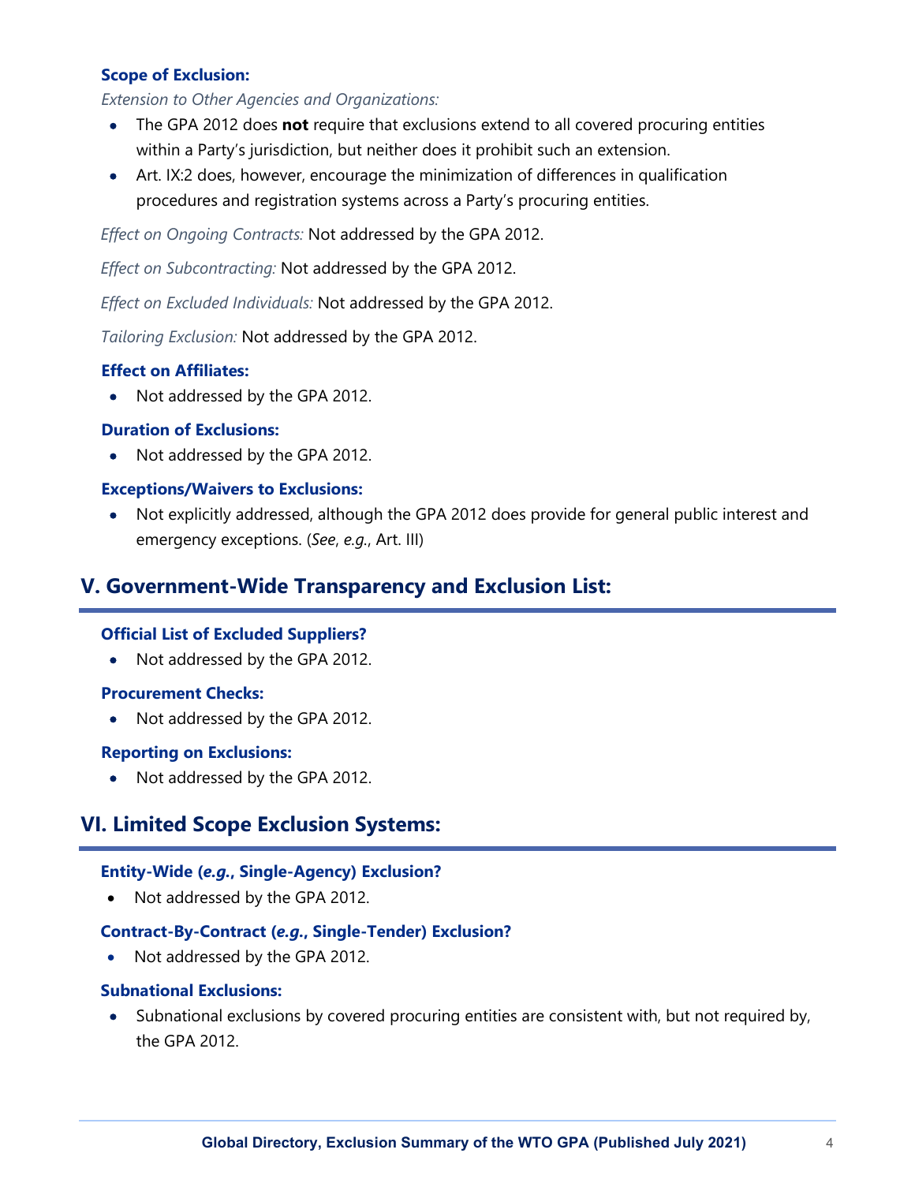### Scope of Exclusion:

*Extension to Other Agencies and Organizations:*

- The GPA 2012 does **not** require that exclusions extend to all covered procuring entities within a Party's jurisdiction, but neither does it prohibit such an extension.
- Art. IX:2 does, however, encourage the minimization of differences in qualification procedures and registration systems across a Party's procuring entities.

*Effect on Ongoing Contracts:* Not addressed by the GPA 2012.

*Effect on Subcontracting:* Not addressed by the GPA 2012.

*Effect on Excluded Individuals:* Not addressed by the GPA 2012.

*Tailoring Exclusion:* Not addressed by the GPA 2012.

### Effect on Affiliates:

- Not addressed by the GPA 2012.

### Duration of Exclusions:

- Not addressed by the GPA 2012.

### Exceptions/Waivers to Exclusions:

- Not explicitly addressed, although the GPA 2012 does provide for general public interest and emergency exceptions. (*See*, *e.g.*, Art. III)

## V. Government-Wide Transparency and Exclusion List:

### Official List of Excluded Suppliers?

- Not addressed by the GPA 2012.

### Procurement Checks:

- Not addressed by the GPA 2012.

### Reporting on Exclusions:

- Not addressed by the GPA 2012.

## VI. Limited Scope Exclusion Systems:

### Entity-Wide (*e.g.*, Single-Agency) Exclusion?

- Not addressed by the GPA 2012.

### Contract-By-Contract (*e.g.*, Single-Tender) Exclusion?

- Not addressed by the GPA 2012.

### Subnational Exclusions:

- Subnational exclusions by covered procuring entities are consistent with, but not required by, the GPA 2012.